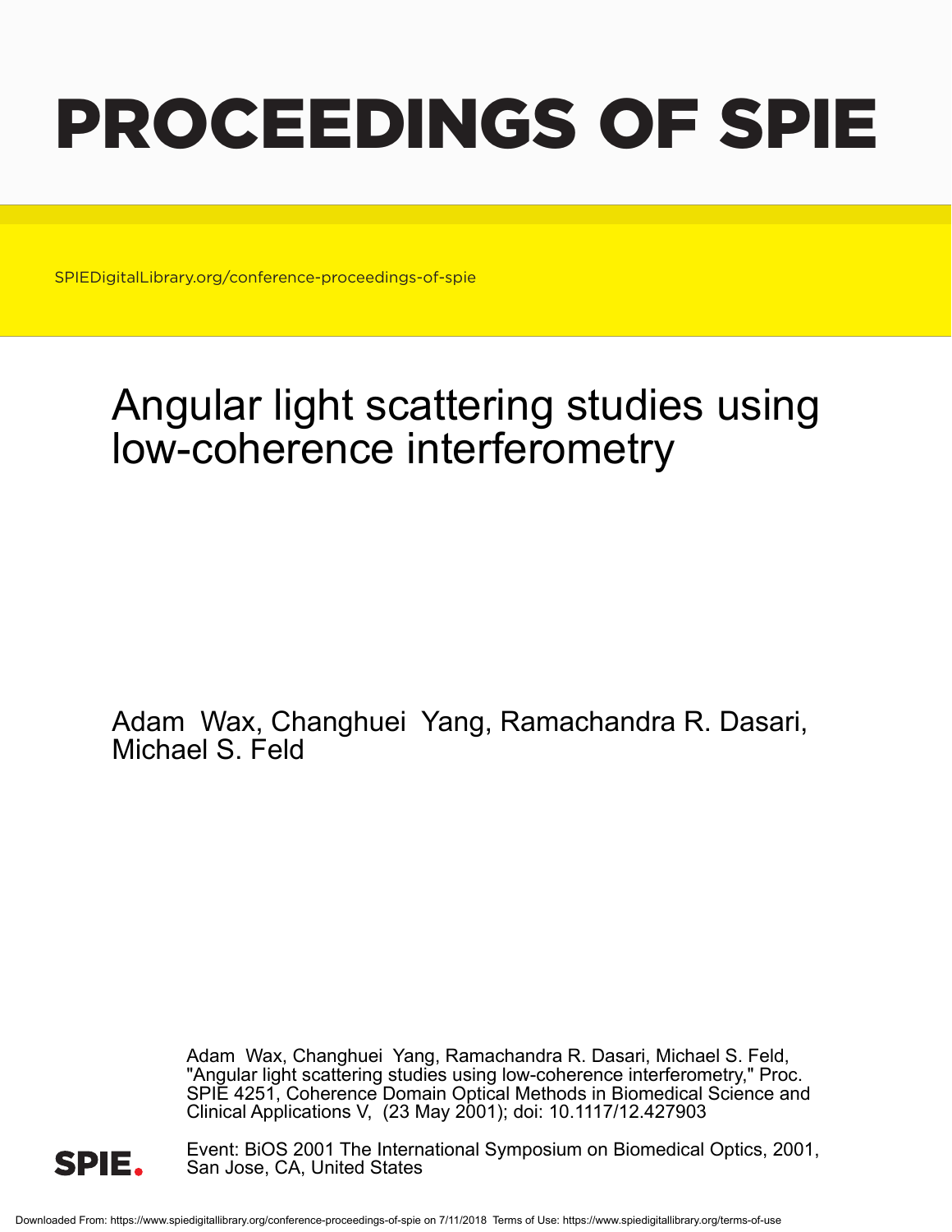# PROCEEDINGS OF SPIE

SPIEDigitalLibrary.org/conference-proceedings-of-spie

# Angular light scattering studies using low-coherence interferometry

Adam Wax, Changhuei Yang, Ramachandra R. Dasari, Michael S. Feld

Adam Wax, Changhuei Yang, Ramachandra R. Dasari, Michael S. Feld, "Angular light scattering studies using low-coherence interferometry," Proc. SPIE 4251, Coherence Domain Optical Methods in Biomedical Science and Clinical Applications V, (23 May 2001); doi: 10.1117/12.427903

Event: BiOS 2001 The International Symposium on Biomedical Optics, 2001, San Jose, CA, United States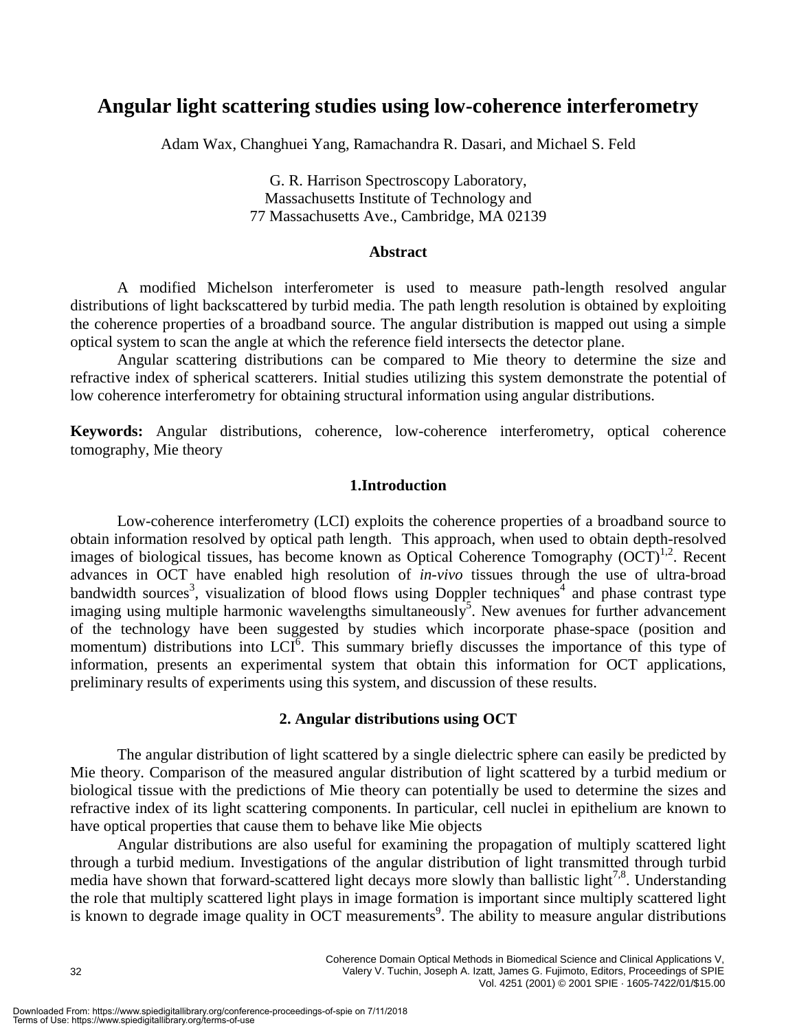# Angular light scattering studies using low-coherence interferometry

Adam Wax, Changhuei Yang, Ramachandra R. Dasari, and Michael S. Feld

G. R. Harrison Spectroscopy Laboratory,
Massachusetts Institute of Technology and
77 Massachusetts Ave., Cambridge, MA 02139

### Abstract

A modified Michelson interferometer is used to measure path-length resolved angular distributions of light backscattered by turbid media. The path length resolution is obtained by exploiting the coherence properties of a broadband source. The angular distribution is mapped out using a simple optical system to scan the angle at which the reference field intersects the detector plane.

Angular scattering distributions can be compared to Mie theory to determine the size and refractive index of spherical scatterers. Initial studies utilizing this system demonstrate the potential of low coherence interferometry for obtaining structural information using angular distributions.

**Keywords:** Angular distributions, coherence, low-coherence interferometry, optical coherence tomography, Mie theory

## 1.Introduction

Low-coherence interferometry (LCI) exploits the coherence properties of a broadband source to obtain information resolved by optical path length. This approach, when used to obtain depth-resolved images of biological tissues, has become known as Optical Coherence Tomography (OCT)[1,2]. Recent advances in OCT have enabled high resolution of *in-vivo* tissues through the use of ultra-broad bandwidth sources[3], visualization of blood flows using Doppler techniques[4] and phase contrast type imaging using multiple harmonic wavelengths simultaneously[5]. New avenues for further advancement of the technology have been suggested by studies which incorporate phase-space (position and momentum) distributions into LCI[6]. This summary briefly discusses the importance of this type of information, presents an experimental system that obtain this information for OCT applications, preliminary results of experiments using this system, and discussion of these results.

## 2. Angular distributions using OCT

The angular distribution of light scattered by a single dielectric sphere can easily be predicted by Mie theory. Comparison of the measured angular distribution of light scattered by a turbid medium or biological tissue with the predictions of Mie theory can potentially be used to determine the sizes and refractive index of its light scattering components. In particular, cell nuclei in epithelium are known to have optical properties that cause them to behave like Mie objects

Angular distributions are also useful for examining the propagation of multiply scattered light through a turbid medium. Investigations of the angular distribution of light transmitted through turbid media have shown that forward-scattered light decays more slowly than ballistic light[7,8]. Understanding the role that multiply scattered light plays in image formation is important since multiply scattered light is known to degrade image quality in OCT measurements[9]. The ability to measure angular distributions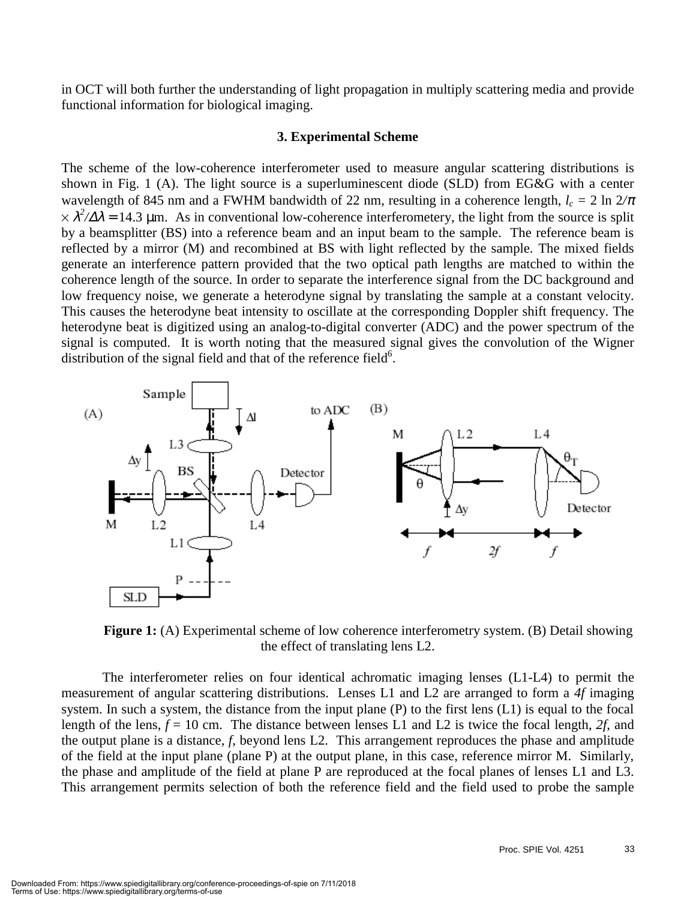in OCT will both further the understanding of light propagation in multiply scattering media and provide functional information for biological imaging.

### 3. Experimental Scheme

The scheme of the low-coherence interferometer used to measure angular scattering distributions is shown in Fig. 1 (A). The light source is a superluminescent diode (SLD) from EG&G with a center wavelength of 845 nm and a FWHM bandwidth of 22 nm, resulting in a coherence length, $l_c = 2 \ln 2/\pi \times \lambda^2/\Delta\lambda = 14.3$ μm. As in conventional low-coherence interferometery, the light from the source is split by a beamsplitter (BS) into a reference beam and an input beam to the sample. The reference beam is reflected by a mirror (M) and recombined at BS with light reflected by the sample. The mixed fields generate an interference pattern provided that the two optical path lengths are matched to within the coherence length of the source. In order to separate the interference signal from the DC background and low frequency noise, we generate a heterodyne signal by translating the sample at a constant velocity. This causes the heterodyne beat intensity to oscillate at the corresponding Doppler shift frequency. The heterodyne beat is digitized using an analog-to-digital converter (ADC) and the power spectrum of the signal is computed. It is worth noting that the measured signal gives the convolution of the Wigner distribution of the signal field and that of the reference field[6].

**Figure 1:** (A) Experimental scheme of low coherence interferometry system. (B) Detail showing the effect of translating lens L2.

The interferometer relies on four identical achromatic imaging lenses (L1-L4) to permit the measurement of angular scattering distributions. Lenses L1 and L2 are arranged to form a *4f* imaging system. In such a system, the distance from the input plane (P) to the first lens (L1) is equal to the focal length of the lens, $f = 10$ cm. The distance between lenses L1 and L2 is twice the focal length, $2f$, and the output plane is a distance, $f$, beyond lens L2. This arrangement reproduces the phase and amplitude of the field at the input plane (plane P) at the output plane, in this case, reference mirror M. Similarly, the phase and amplitude of the field at plane P are reproduced at the focal planes of lenses L1 and L3. This arrangement permits selection of both the reference field and the field used to probe the sample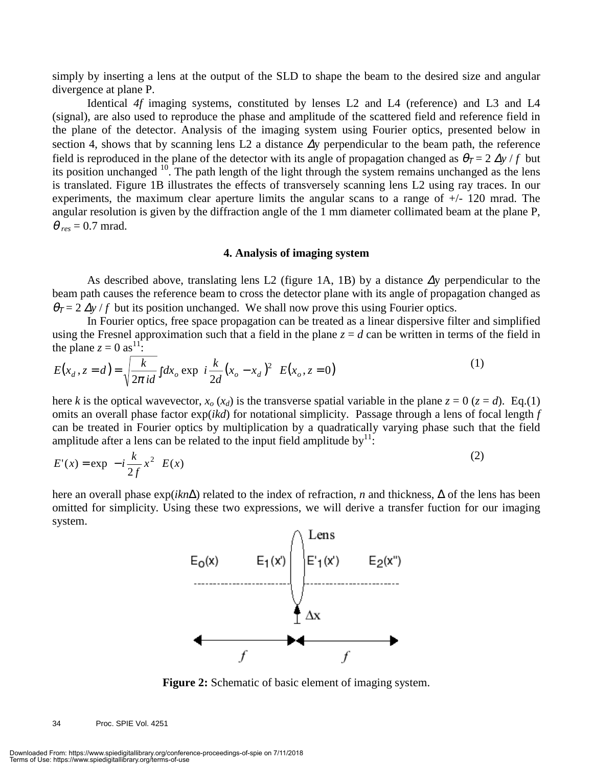simply by inserting a lens at the output of the SLD to shape the beam to the desired size and angular divergence at plane P.

Identical *4f* imaging systems, constituted by lenses L2 and L4 (reference) and L3 and L4 (signal), are also used to reproduce the phase and amplitude of the scattered field and reference field in the plane of the detector. Analysis of the imaging system using Fourier optics, presented below in section 4, shows that by scanning lens L2 a distance $\Delta y$ perpendicular to the beam path, the reference field is reproduced in the plane of the detector with its angle of propagation changed as $\theta_T = 2\,\Delta y\,/\,f$ but its position unchanged [10]. The path length of the light through the system remains unchanged as the lens is translated. Figure 1B illustrates the effects of transversely scanning lens L2 using ray traces. In our experiments, the maximum clear aperture limits the angular scans to a range of +/- 120 mrad. The angular resolution is given by the diffraction angle of the 1 mm diameter collimated beam at the plane P, $\theta_{res} = 0.7$ mrad.

## 4. Analysis of imaging system

As described above, translating lens L2 (figure 1A, 1B) by a distance $\Delta y$ perpendicular to the beam path causes the reference beam to cross the detector plane with its angle of propagation changed as $\theta_T = 2\,\Delta y\,/\,f$ but its position unchanged. We shall now prove this using Fourier optics.

In Fourier optics, free space propagation can be treated as a linear dispersive filter and simplified using the Fresnel approximation such that a field in the plane $z = d$ can be written in terms of the field in the plane $z = 0$ as[11]:

$$E(x_d, z = d) = \sqrt{\frac{k}{2\pi i d}} \int dx_o \exp\left[ i\frac{k}{2d}(x_o - x_d)^2 \right] E(x_o, z = 0) \qquad (1)$$

here *k* is the optical wavevector, $x_o$ ($x_d$) is the transverse spatial variable in the plane $z = 0$ ($z = d$). Eq.(1) omits an overall phase factor $\exp(ikd)$ for notational simplicity. Passage through a lens of focal length *f* can be treated in Fourier optics by multiplication by a quadratically varying phase such that the field amplitude after a lens can be related to the input field amplitude by[11]:

$$E'(x) = \exp\left[ -i\frac{k}{2f}x^2 \right] E(x) \qquad (2)$$

here an overall phase $\exp(ikn\Delta)$ related to the index of refraction, *n* and thickness, $\Delta$ of the lens has been omitted for simplicity. Using these two expressions, we will derive a transfer fuction for our imaging system.

**Figure 2:** Schematic of basic element of imaging system.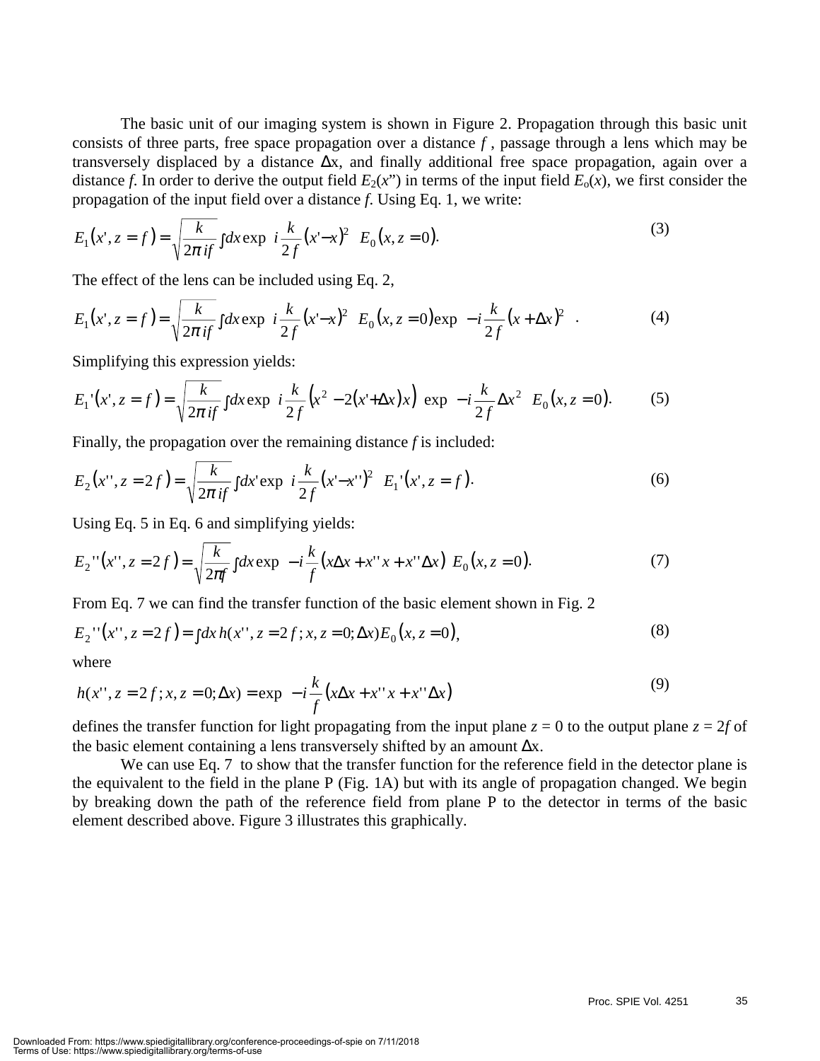The basic unit of our imaging system is shown in Figure 2. Propagation through this basic unit consists of three parts, free space propagation over a distance $f$, passage through a lens which may be transversely displaced by a distance $\Delta x$, and finally additional free space propagation, again over a distance $f$. In order to derive the output field $E_2(x")$ in terms of the input field $E_o(x)$, we first consider the propagation of the input field over a distance $f$. Using Eq. 1, we write:

$$E_1(x', z = f) = \sqrt{\frac{k}{2\pi i f}} \int dx \exp\left[ i \frac{k}{2f} (x' - x)^2 \right] E_0(x, z = 0). \tag{3}$$

The effect of the lens can be included using Eq. 2,

$$E_1(x', z = f) = \sqrt{\frac{k}{2\pi i f}} \int dx \exp\left[ i \frac{k}{2f} (x' - x)^2 \right] E_0(x, z = 0) \exp\left[ -i \frac{k}{2f} (x + \Delta x)^2 \right]. \tag{4}$$

Simplifying this expression yields:

$$E_1'(x', z = f) = \sqrt{\frac{k}{2\pi i f}} \int dx \exp\left[ i \frac{k}{2f} \left( x^2 - 2(x' + \Delta x) x \right) \right] \exp\left[ -i \frac{k}{2f} \Delta x^2 \right] E_0(x, z = 0). \tag{5}$$

Finally, the propagation over the remaining distance $f$ is included:

$$E_2(x'', z = 2f) = \sqrt{\frac{k}{2\pi i f}} \int dx' \exp\left[ i \frac{k}{2f} (x' - x'')^2 \right] E_1'(x', z = f). \tag{6}$$

Using Eq. 5 in Eq. 6 and simplifying yields:

$$E_2''(x'', z = 2f) = \sqrt{\frac{k}{2\pi f}} \int dx \exp\left[ -i \frac{k}{f} \left( x\Delta x + x'' x + x'' \Delta x \right) \right] E_0(x, z = 0). \tag{7}$$

From Eq. 7 we can find the transfer function of the basic element shown in Fig. 2

$$E_2''(x'', z = 2f) = \int dx\, h(x'', z = 2f; x, z = 0; \Delta x) E_0(x, z = 0), \tag{8}$$

where

$$h(x'', z = 2f; x, z = 0; \Delta x) = \exp\left[ -i \frac{k}{f} \left( x\Delta x + x'' x + x'' \Delta x \right) \right] \tag{9}$$

defines the transfer function for light propagating from the input plane $z = 0$ to the output plane $z = 2f$ of the basic element containing a lens transversely shifted by an amount $\Delta x$.

We can use Eq. 7 to show that the transfer function for the reference field in the detector plane is the equivalent to the field in the plane P (Fig. 1A) but with its angle of propagation changed. We begin by breaking down the path of the reference field from plane P to the detector in terms of the basic element described above. Figure 3 illustrates this graphically.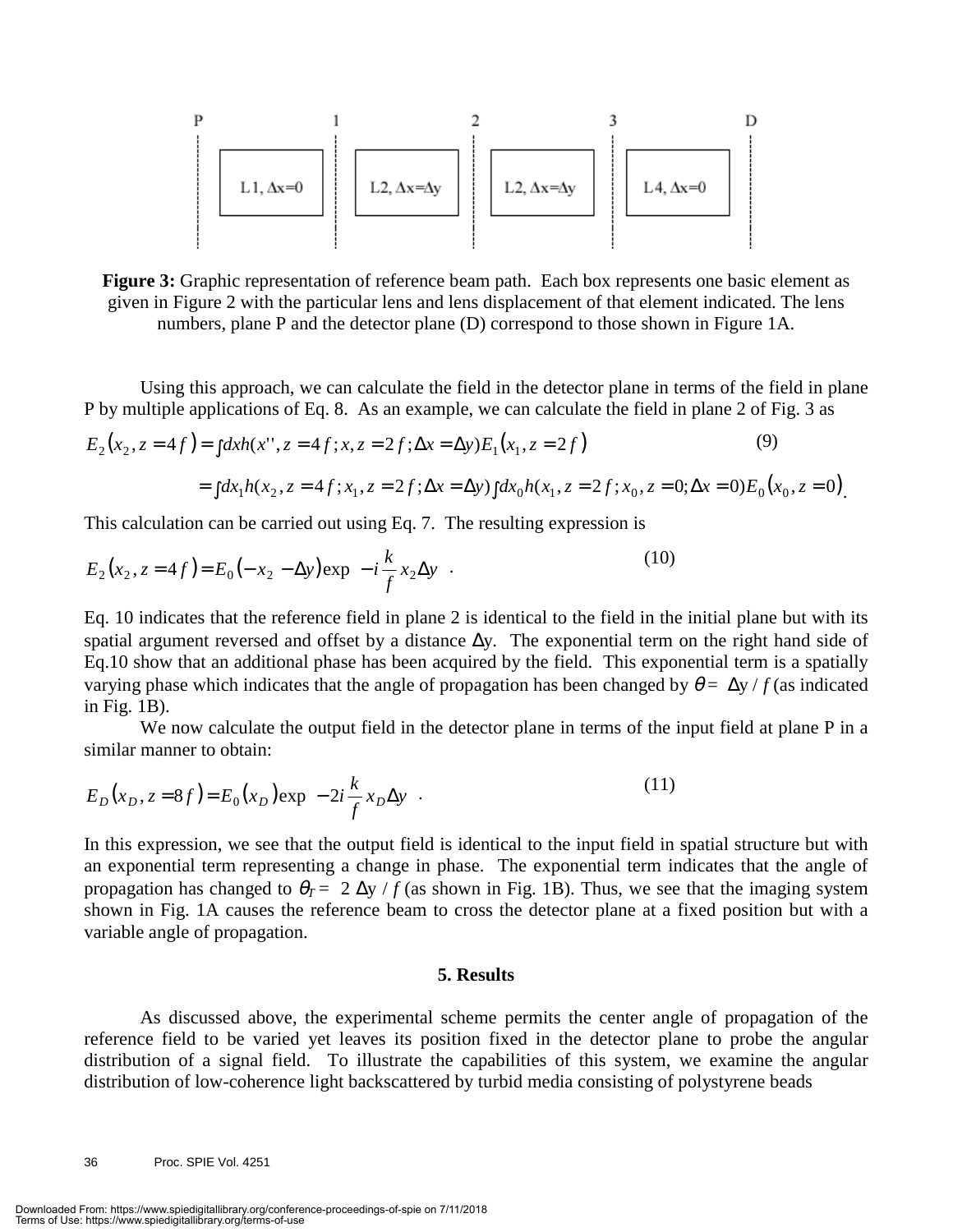| P | | 1 | | 2 | | 3 | | D |
|---|---|---|---|---|---|---|---|---|
| | L 1, $\Delta x=0$ | | L2, $\Delta x=\Delta y$ | | L2, $\Delta x=\Delta y$ | | L4, $\Delta x=0$ | |

**Figure 3:** Graphic representation of reference beam path. Each box represents one basic element as given in Figure 2 with the particular lens and lens displacement of that element indicated. The lens numbers, plane P and the detector plane (D) correspond to those shown in Figure 1A.

Using this approach, we can calculate the field in the detector plane in terms of the field in plane P by multiple applications of Eq. 8. As an example, we can calculate the field in plane 2 of Fig. 3 as

$$E_2(x_2, z=4f) = \int dx h(x'', z=4f; x, z=2f; \Delta x = \Delta y) E_1(x_1, z=2f) \tag{9}$$

$$= \int dx_1 h(x_2, z=4f; x_1, z=2f; \Delta x = \Delta y) \int dx_0 h(x_1, z=2f; x_0, z=0; \Delta x = 0) E_0(x_0, z=0).$$

This calculation can be carried out using Eq. 7. The resulting expression is

$$E_2(x_2, z=4f) = E_0(-x_2 - \Delta y) \exp\left(-i\frac{k}{f} x_2 \Delta y\right). \tag{10}$$

Eq. 10 indicates that the reference field in plane 2 is identical to the field in the initial plane but with its spatial argument reversed and offset by a distance $\Delta y$. The exponential term on the right hand side of Eq.10 show that an additional phase has been acquired by the field. This exponential term is a spatially varying phase which indicates that the angle of propagation has been changed by $\theta = \Delta y / f$ (as indicated in Fig. 1B).

We now calculate the output field in the detector plane in terms of the input field at plane P in a similar manner to obtain:

$$E_D(x_D, z=8f) = E_0(x_D) \exp\left(-2i\frac{k}{f} x_D \Delta y\right). \tag{11}$$

In this expression, we see that the output field is identical to the input field in spatial structure but with an exponential term representing a change in phase. The exponential term indicates that the angle of propagation has changed to $\theta_T = 2\Delta y / f$ (as shown in Fig. 1B). Thus, we see that the imaging system shown in Fig. 1A causes the reference beam to cross the detector plane at a fixed position but with a variable angle of propagation.

## 5. Results

As discussed above, the experimental scheme permits the center angle of propagation of the reference field to be varied yet leaves its position fixed in the detector plane to probe the angular distribution of a signal field. To illustrate the capabilities of this system, we examine the angular distribution of low-coherence light backscattered by turbid media consisting of polystyrene beads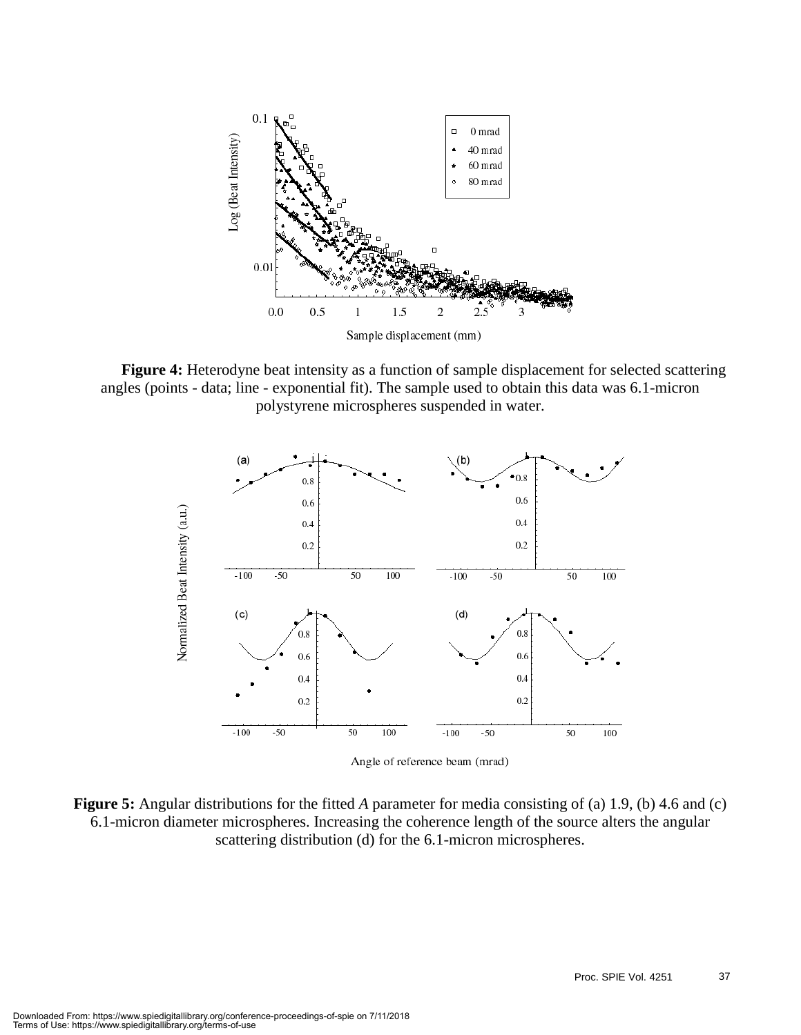**Figure 4:** Heterodyne beat intensity as a function of sample displacement for selected scattering angles (points - data; line - exponential fit). The sample used to obtain this data was 6.1-micron polystyrene microspheres suspended in water.

**Figure 5:** Angular distributions for the fitted *A* parameter for media consisting of (a) 1.9, (b) 4.6 and (c) 6.1-micron diameter microspheres. Increasing the coherence length of the source alters the angular scattering distribution (d) for the 6.1-micron microspheres.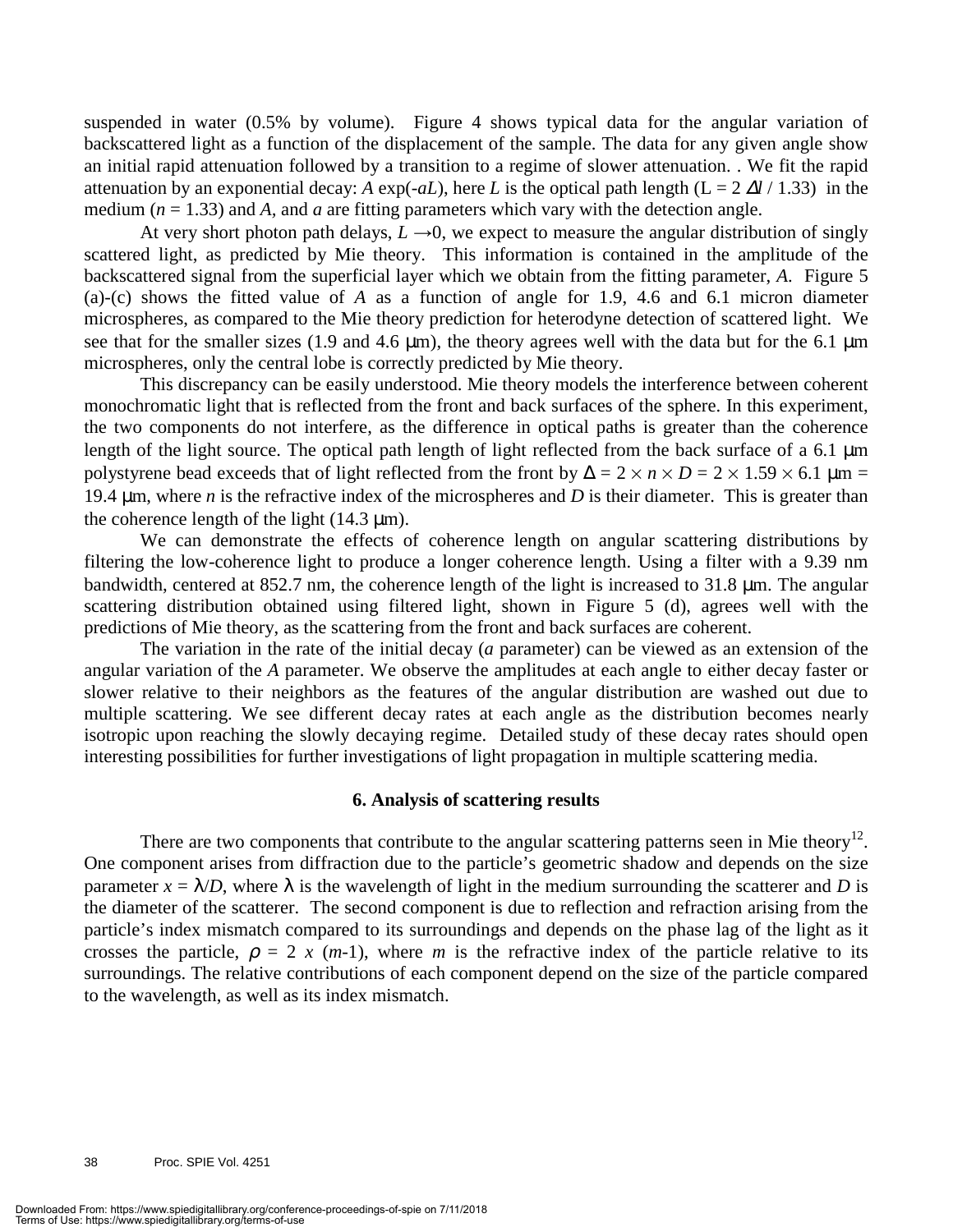suspended in water (0.5% by volume). Figure 4 shows typical data for the angular variation of backscattered light as a function of the displacement of the sample. The data for any given angle show an initial rapid attenuation followed by a transition to a regime of slower attenuation. . We fit the rapid attenuation by an exponential decay: $A \exp(-aL)$, here $L$ is the optical path length ($L = 2\,\Delta l / 1.33$) in the medium ($n = 1.33$) and $A$, and $a$ are fitting parameters which vary with the detection angle.

At very short photon path delays, $L \rightarrow 0$, we expect to measure the angular distribution of singly scattered light, as predicted by Mie theory. This information is contained in the amplitude of the backscattered signal from the superficial layer which we obtain from the fitting parameter, $A$. Figure 5 (a)-(c) shows the fitted value of $A$ as a function of angle for 1.9, 4.6 and 6.1 micron diameter microspheres, as compared to the Mie theory prediction for heterodyne detection of scattered light. We see that for the smaller sizes (1.9 and 4.6 μm), the theory agrees well with the data but for the 6.1 μm microspheres, only the central lobe is correctly predicted by Mie theory.

This discrepancy can be easily understood. Mie theory models the interference between coherent monochromatic light that is reflected from the front and back surfaces of the sphere. In this experiment, the two components do not interfere, as the difference in optical paths is greater than the coherence length of the light source. The optical path length of light reflected from the back surface of a 6.1 μm polystyrene bead exceeds that of light reflected from the front by $\Delta = 2 \times n \times D = 2 \times 1.59 \times 6.1$ μm = 19.4 μm, where $n$ is the refractive index of the microspheres and $D$ is their diameter. This is greater than the coherence length of the light (14.3 μm).

We can demonstrate the effects of coherence length on angular scattering distributions by filtering the low-coherence light to produce a longer coherence length. Using a filter with a 9.39 nm bandwidth, centered at 852.7 nm, the coherence length of the light is increased to 31.8 μm. The angular scattering distribution obtained using filtered light, shown in Figure 5 (d), agrees well with the predictions of Mie theory, as the scattering from the front and back surfaces are coherent.

The variation in the rate of the initial decay ($a$ parameter) can be viewed as an extension of the angular variation of the $A$ parameter. We observe the amplitudes at each angle to either decay faster or slower relative to their neighbors as the features of the angular distribution are washed out due to multiple scattering. We see different decay rates at each angle as the distribution becomes nearly isotropic upon reaching the slowly decaying regime. Detailed study of these decay rates should open interesting possibilities for further investigations of light propagation in multiple scattering media.

## 6. Analysis of scattering results

There are two components that contribute to the angular scattering patterns seen in Mie theory[12]. One component arises from diffraction due to the particle's geometric shadow and depends on the size parameter $x = \lambda/D$, where $\lambda$ is the wavelength of light in the medium surrounding the scatterer and $D$ is the diameter of the scatterer. The second component is due to reflection and refraction arising from the particle's index mismatch compared to its surroundings and depends on the phase lag of the light as it crosses the particle, $\rho = 2\ x\ (m\text{-}1)$, where $m$ is the refractive index of the particle relative to its surroundings. The relative contributions of each component depend on the size of the particle compared to the wavelength, as well as its index mismatch.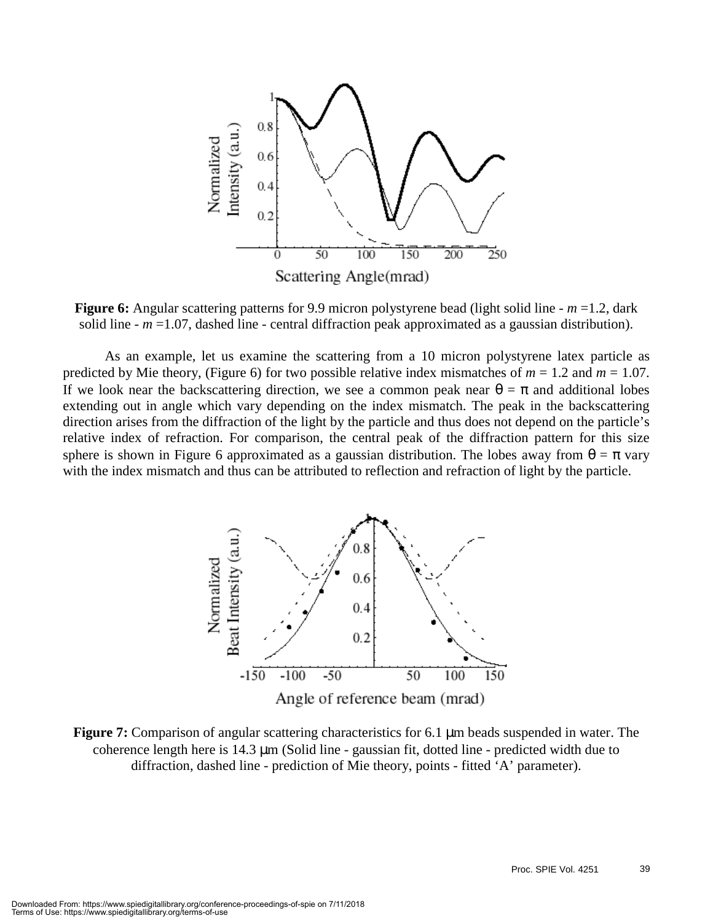**Figure 6:** Angular scattering patterns for 9.9 micron polystyrene bead (light solid line - *m* =1.2, dark solid line - *m* =1.07, dashed line - central diffraction peak approximated as a gaussian distribution).

As an example, let us examine the scattering from a 10 micron polystyrene latex particle as predicted by Mie theory, (Figure 6) for two possible relative index mismatches of *m* = 1.2 and *m* = 1.07. If we look near the backscattering direction, we see a common peak near $\theta = \pi$ and additional lobes extending out in angle which vary depending on the index mismatch. The peak in the backscattering direction arises from the diffraction of the light by the particle and thus does not depend on the particle's relative index of refraction. For comparison, the central peak of the diffraction pattern for this size sphere is shown in Figure 6 approximated as a gaussian distribution. The lobes away from $\theta = \pi$ vary with the index mismatch and thus can be attributed to reflection and refraction of light by the particle.

**Figure 7:** Comparison of angular scattering characteristics for 6.1 μm beads suspended in water. The coherence length here is 14.3 μm (Solid line - gaussian fit, dotted line - predicted width due to diffraction, dashed line - prediction of Mie theory, points - fitted 'A' parameter).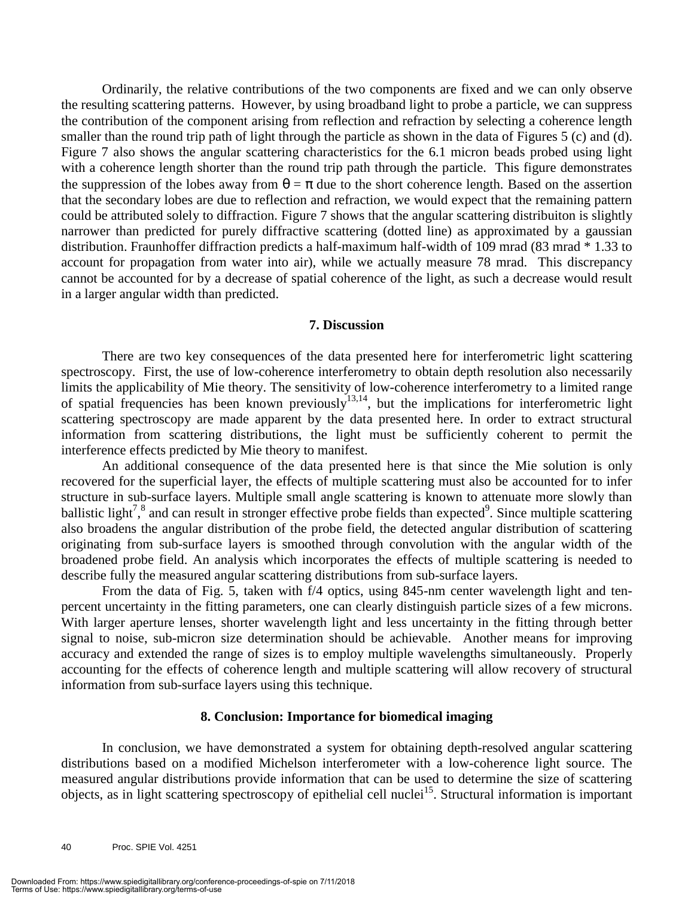Ordinarily, the relative contributions of the two components are fixed and we can only observe the resulting scattering patterns. However, by using broadband light to probe a particle, we can suppress the contribution of the component arising from reflection and refraction by selecting a coherence length smaller than the round trip path of light through the particle as shown in the data of Figures 5 (c) and (d). Figure 7 also shows the angular scattering characteristics for the 6.1 micron beads probed using light with a coherence length shorter than the round trip path through the particle. This figure demonstrates the suppression of the lobes away from $\theta = \pi$ due to the short coherence length. Based on the assertion that the secondary lobes are due to reflection and refraction, we would expect that the remaining pattern could be attributed solely to diffraction. Figure 7 shows that the angular scattering distribuiton is slightly narrower than predicted for purely diffractive scattering (dotted line) as approximated by a gaussian distribution. Fraunhoffer diffraction predicts a half-maximum half-width of 109 mrad (83 mrad * 1.33 to account for propagation from water into air), while we actually measure 78 mrad. This discrepancy cannot be accounted for by a decrease of spatial coherence of the light, as such a decrease would result in a larger angular width than predicted.

## 7. Discussion

There are two key consequences of the data presented here for interferometric light scattering spectroscopy. First, the use of low-coherence interferometry to obtain depth resolution also necessarily limits the applicability of Mie theory. The sensitivity of low-coherence interferometry to a limited range of spatial frequencies has been known previously[13,14], but the implications for interferometric light scattering spectroscopy are made apparent by the data presented here. In order to extract structural information from scattering distributions, the light must be sufficiently coherent to permit the interference effects predicted by Mie theory to manifest.

An additional consequence of the data presented here is that since the Mie solution is only recovered for the superficial layer, the effects of multiple scattering must also be accounted for to infer structure in sub-surface layers. Multiple small angle scattering is known to attenuate more slowly than ballistic light[7],[8] and can result in stronger effective probe fields than expected[9]. Since multiple scattering also broadens the angular distribution of the probe field, the detected angular distribution of scattering originating from sub-surface layers is smoothed through convolution with the angular width of the broadened probe field. An analysis which incorporates the effects of multiple scattering is needed to describe fully the measured angular scattering distributions from sub-surface layers.

From the data of Fig. 5, taken with f/4 optics, using 845-nm center wavelength light and ten-percent uncertainty in the fitting parameters, one can clearly distinguish particle sizes of a few microns. With larger aperture lenses, shorter wavelength light and less uncertainty in the fitting through better signal to noise, sub-micron size determination should be achievable. Another means for improving accuracy and extended the range of sizes is to employ multiple wavelengths simultaneously. Properly accounting for the effects of coherence length and multiple scattering will allow recovery of structural information from sub-surface layers using this technique.

## 8. Conclusion: Importance for biomedical imaging

In conclusion, we have demonstrated a system for obtaining depth-resolved angular scattering distributions based on a modified Michelson interferometer with a low-coherence light source. The measured angular distributions provide information that can be used to determine the size of scattering objects, as in light scattering spectroscopy of epithelial cell nuclei[15]. Structural information is important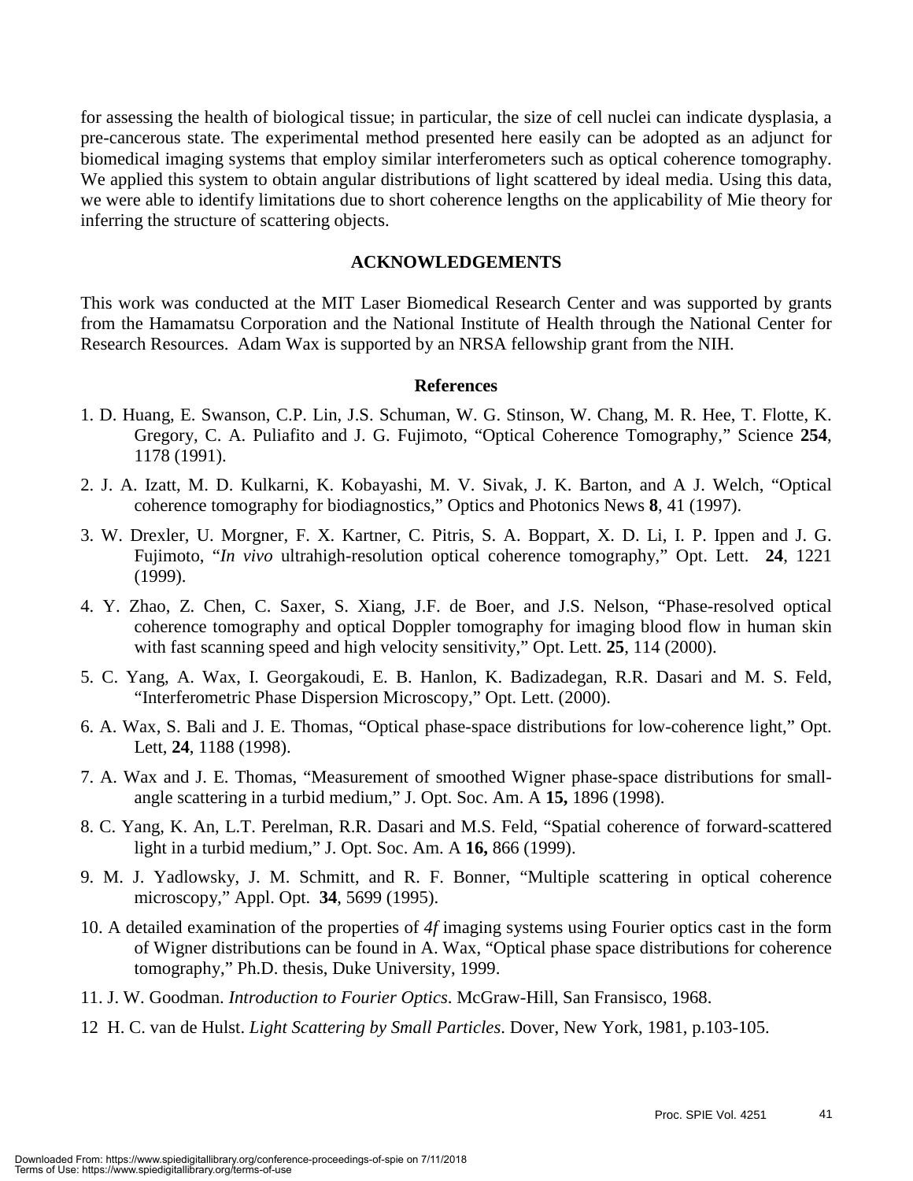for assessing the health of biological tissue; in particular, the size of cell nuclei can indicate dysplasia, a pre-cancerous state. The experimental method presented here easily can be adopted as an adjunct for biomedical imaging systems that employ similar interferometers such as optical coherence tomography. We applied this system to obtain angular distributions of light scattered by ideal media. Using this data, we were able to identify limitations due to short coherence lengths on the applicability of Mie theory for inferring the structure of scattering objects.

## ACKNOWLEDGEMENTS

This work was conducted at the MIT Laser Biomedical Research Center and was supported by grants from the Hamamatsu Corporation and the National Institute of Health through the National Center for Research Resources. Adam Wax is supported by an NRSA fellowship grant from the NIH.

## References

1. D. Huang, E. Swanson, C.P. Lin, J.S. Schuman, W. G. Stinson, W. Chang, M. R. Hee, T. Flotte, K. Gregory, C. A. Puliafito and J. G. Fujimoto, "Optical Coherence Tomography," Science **254**, 1178 (1991).

2. J. A. Izatt, M. D. Kulkarni, K. Kobayashi, M. V. Sivak, J. K. Barton, and A J. Welch, "Optical coherence tomography for biodiagnostics," Optics and Photonics News **8**, 41 (1997).

3. W. Drexler, U. Morgner, F. X. Kartner, C. Pitris, S. A. Boppart, X. D. Li, I. P. Ippen and J. G. Fujimoto, "*In vivo* ultrahigh-resolution optical coherence tomography," Opt. Lett. **24**, 1221 (1999).

4. Y. Zhao, Z. Chen, C. Saxer, S. Xiang, J.F. de Boer, and J.S. Nelson, "Phase-resolved optical coherence tomography and optical Doppler tomography for imaging blood flow in human skin with fast scanning speed and high velocity sensitivity," Opt. Lett. **25**, 114 (2000).

5. C. Yang, A. Wax, I. Georgakoudi, E. B. Hanlon, K. Badizadegan, R.R. Dasari and M. S. Feld, "Interferometric Phase Dispersion Microscopy," Opt. Lett. (2000).

6. A. Wax, S. Bali and J. E. Thomas, "Optical phase-space distributions for low-coherence light," Opt. Lett, **24**, 1188 (1998).

7. A. Wax and J. E. Thomas, "Measurement of smoothed Wigner phase-space distributions for small-angle scattering in a turbid medium," J. Opt. Soc. Am. A **15,** 1896 (1998).

8. C. Yang, K. An, L.T. Perelman, R.R. Dasari and M.S. Feld, "Spatial coherence of forward-scattered light in a turbid medium," J. Opt. Soc. Am. A **16,** 866 (1999).

9. M. J. Yadlowsky, J. M. Schmitt, and R. F. Bonner, "Multiple scattering in optical coherence microscopy," Appl. Opt. **34**, 5699 (1995).

10. A detailed examination of the properties of *4f* imaging systems using Fourier optics cast in the form of Wigner distributions can be found in A. Wax, "Optical phase space distributions for coherence tomography," Ph.D. thesis, Duke University, 1999.

11. J. W. Goodman. *Introduction to Fourier Optics*. McGraw-Hill, San Fransisco, 1968.

12 H. C. van de Hulst. *Light Scattering by Small Particles*. Dover, New York, 1981, p.103-105.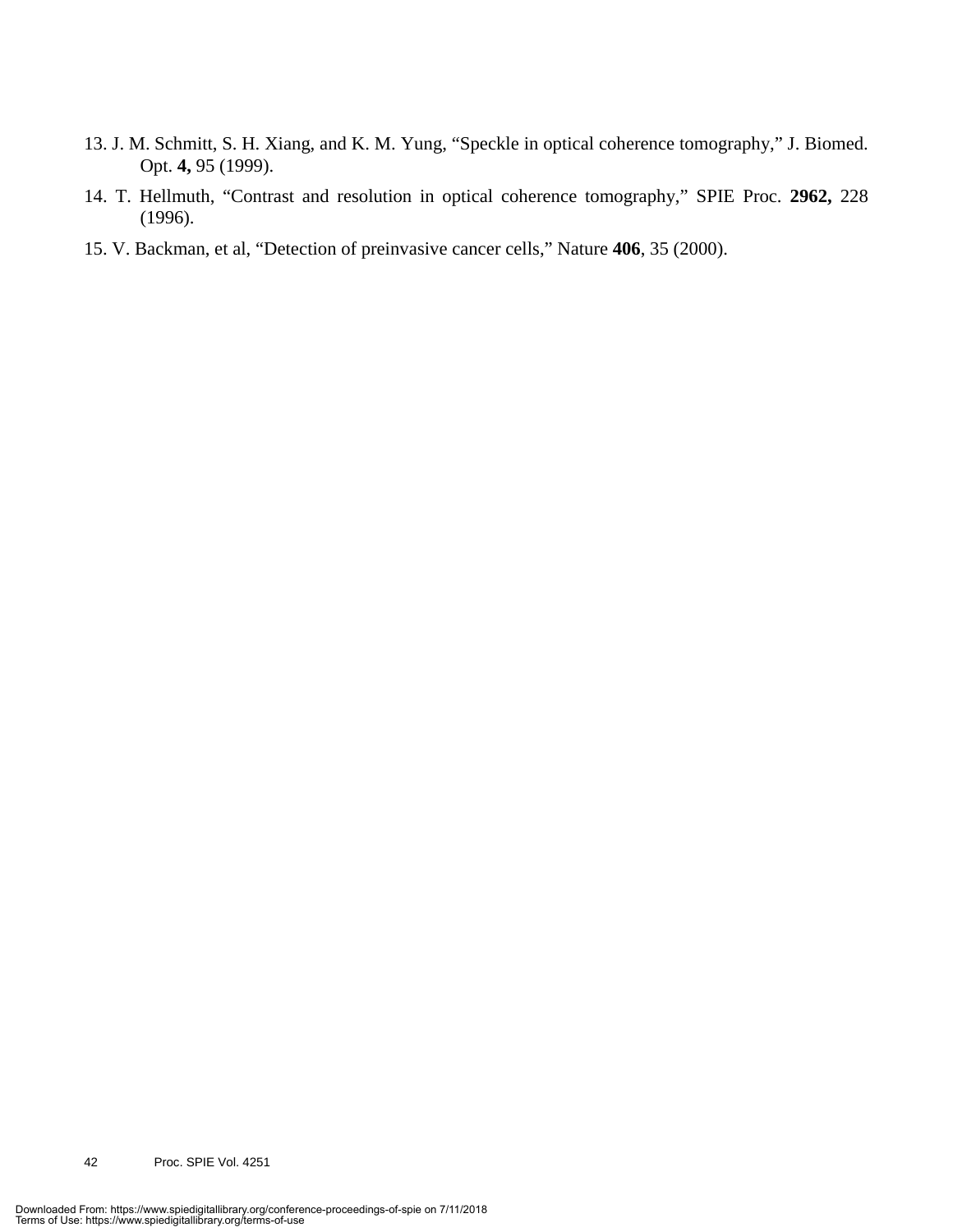13. J. M. Schmitt, S. H. Xiang, and K. M. Yung, "Speckle in optical coherence tomography," J. Biomed. Opt. **4,** 95 (1999).

14. T. Hellmuth, "Contrast and resolution in optical coherence tomography," SPIE Proc. **2962,** 228 (1996).

15. V. Backman, et al, "Detection of preinvasive cancer cells," Nature **406**, 35 (2000).